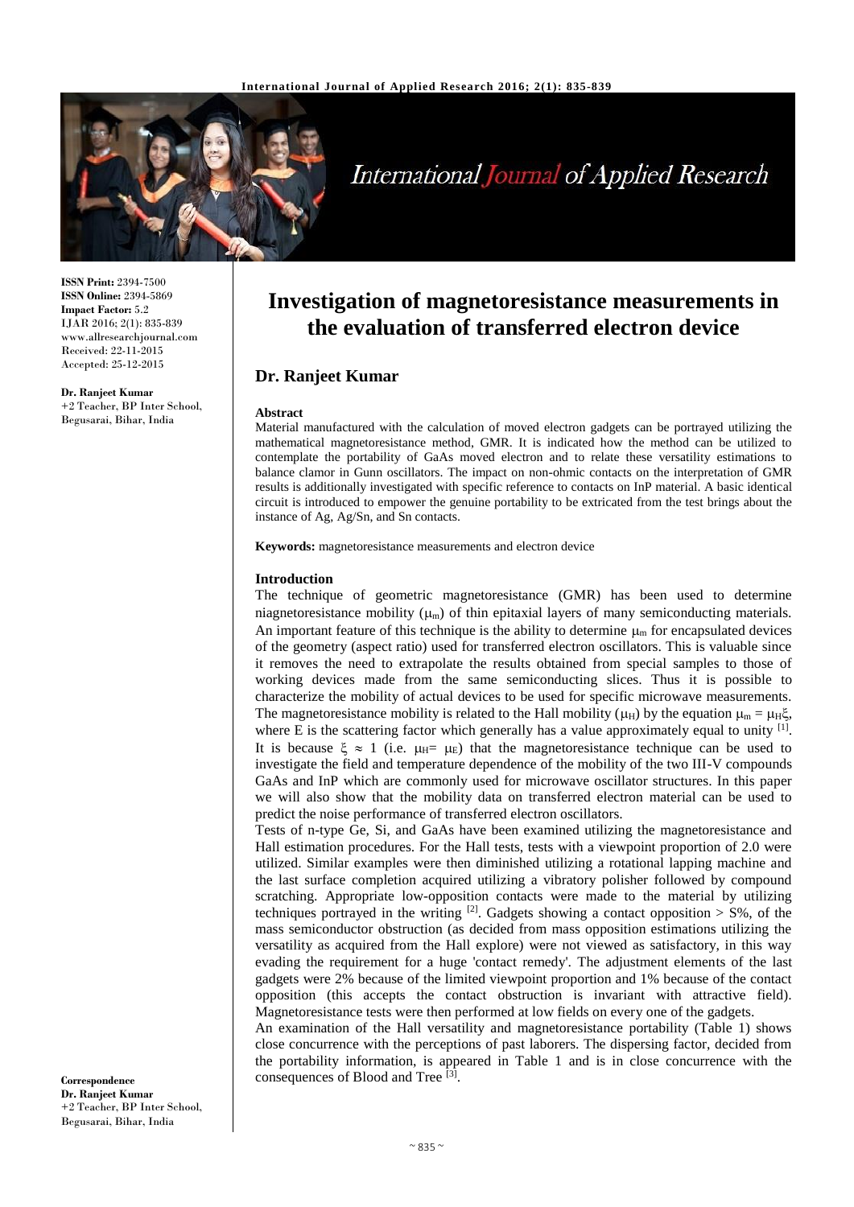**ISSN Print:** 2394-7500
**ISSN Online:** 2394-5869
**Impact Factor:** 5.2
IJAR 2016; 2(1): 835-839
www.allresearchjournal.com
Received: 22-11-2015
Accepted: 25-12-2015

**Dr. Ranjeet Kumar**
+2 Teacher, BP Inter School, Begusarai, Bihar, India

**Correspondence**
**Dr. Ranjeet Kumar**
+2 Teacher, BP Inter School, Begusarai, Bihar, India

# Investigation of magnetoresistance measurements in the evaluation of transferred electron device

## Dr. Ranjeet Kumar

**Abstract**

Material manufactured with the calculation of moved electron gadgets can be portrayed utilizing the mathematical magnetoresistance method, GMR. It is indicated how the method can be utilized to contemplate the portability of GaAs moved electron and to relate these versatility estimations to balance clamor in Gunn oscillators. The impact on non-ohmic contacts on the interpretation of GMR results is additionally investigated with specific reference to contacts on InP material. A basic identical circuit is introduced to empower the genuine portability to be extricated from the test brings about the instance of Ag, Ag/Sn, and Sn contacts.

**Keywords:** magnetoresistance measurements and electron device

**Introduction**

The technique of geometric magnetoresistance (GMR) has been used to determine niagnetoresistance mobility ($\mu_m$) of thin epitaxial layers of many semiconducting materials. An important feature of this technique is the ability to determine $\mu_m$ for encapsulated devices of the geometry (aspect ratio) used for transferred electron oscillators. This is valuable since it removes the need to extrapolate the results obtained from special samples to those of working devices made from the same semiconducting slices. Thus it is possible to characterize the mobility of actual devices to be used for specific microwave measurements. The magnetoresistance mobility is related to the Hall mobility ($\mu_H$) by the equation $\mu_m = \mu_H\xi$, where E is the scattering factor which generally has a value approximately equal to unity [1]. It is because $\xi \approx 1$ (i.e. $\mu_H = \mu_E$) that the magnetoresistance technique can be used to investigate the field and temperature dependence of the mobility of the two III-V compounds GaAs and InP which are commonly used for microwave oscillator structures. In this paper we will also show that the mobility data on transferred electron material can be used to predict the noise performance of transferred electron oscillators.

Tests of n-type Ge, Si, and GaAs have been examined utilizing the magnetoresistance and Hall estimation procedures. For the Hall tests, tests with a viewpoint proportion of 2.0 were utilized. Similar examples were then diminished utilizing a rotational lapping machine and the last surface completion acquired utilizing a vibratory polisher followed by compound scratching. Appropriate low-opposition contacts were made to the material by utilizing techniques portrayed in the writing [2]. Gadgets showing a contact opposition > S%, of the mass semiconductor obstruction (as decided from mass opposition estimations utilizing the versatility as acquired from the Hall explore) were not viewed as satisfactory, in this way evading the requirement for a huge 'contact remedy'. The adjustment elements of the last gadgets were 2% because of the limited viewpoint proportion and 1% because of the contact opposition (this accepts the contact obstruction is invariant with attractive field). Magnetoresistance tests were then performed at low fields on every one of the gadgets.

An examination of the Hall versatility and magnetoresistance portability (Table 1) shows close concurrence with the perceptions of past laborers. The dispersing factor, decided from the portability information, is appeared in Table 1 and is in close concurrence with the consequences of Blood and Tree [3].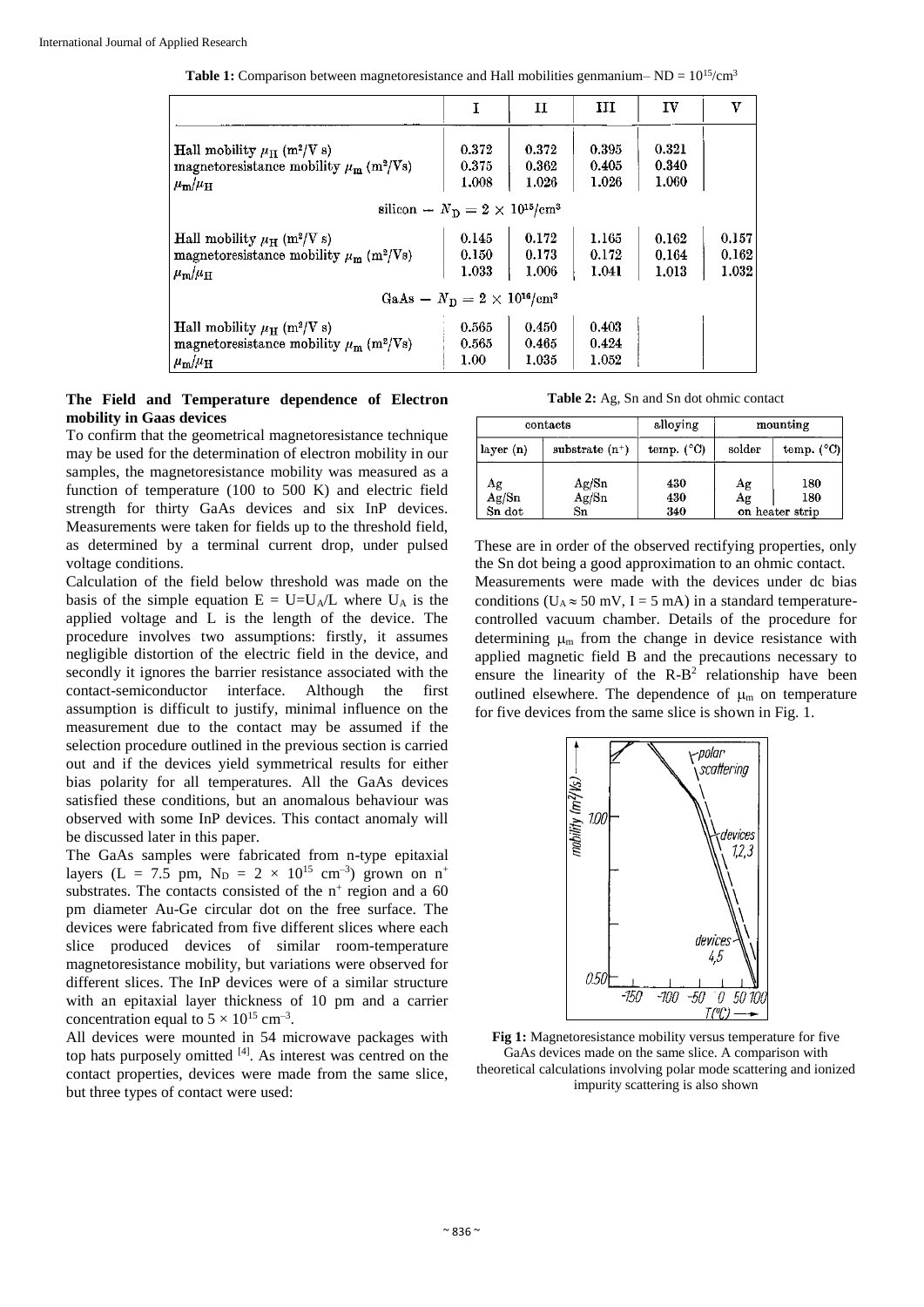**Table 1:** Comparison between magnetoresistance and Hall mobilities genmanium– ND = $10^{15}$/cm$^3$

| | I | II | III | IV | V |
|---|---|---|---|---|---|
| Hall mobility $\mu_H$ (m²/V s) | 0.372 | 0.372 | 0.395 | 0.321 | |
| magnetoresistance mobility $\mu_m$ (m²/Vs) | 0.375 | 0.362 | 0.405 | 0.340 | |
| $\mu_m/\mu_H$ | 1.008 | 1.026 | 1.026 | 1.060 | |
| silicon – $N_D = 2 \times 10^{15}$/cm³ | | | | | |
| Hall mobility $\mu_H$ (m²/V s) | 0.145 | 0.172 | 1.165 | 0.162 | 0.157 |
| magnetoresistance mobility $\mu_m$ (m²/Vs) | 0.150 | 0.173 | 0.172 | 0.164 | 0.162 |
| $\mu_m/\mu_H$ | 1.033 | 1.006 | 1.041 | 1.013 | 1.032 |
| GaAs – $N_D = 2 \times 10^{16}$/cm³ | | | | | |
| Hall mobility $\mu_H$ (m²/V s) | 0.565 | 0.450 | 0.403 | | |
| magnetoresistance mobility $\mu_m$ (m²/Vs) | 0.565 | 0.465 | 0.424 | | |
| $\mu_m/\mu_H$ | 1.00 | 1.035 | 1.052 | | |

**The Field and Temperature dependence of Electron mobility in Gaas devices**

To confirm that the geometrical magnetoresistance technique may be used for the determination of electron mobility in our samples, the magnetoresistance mobility was measured as a function of temperature (100 to 500 K) and electric field strength for thirty GaAs devices and six InP devices. Measurements were taken for fields up to the threshold field, as determined by a terminal current drop, under pulsed voltage conditions.

Calculation of the field below threshold was made on the basis of the simple equation $E = U = U_A/L$ where $U_A$ is the applied voltage and L is the length of the device. The procedure involves two assumptions: firstly, it assumes negligible distortion of the electric field in the device, and secondly it ignores the barrier resistance associated with the contact-semiconductor interface. Although the first assumption is difficult to justify, minimal influence on the measurement due to the contact may be assumed if the selection procedure outlined in the previous section is carried out and if the devices yield symmetrical results for either bias polarity for all temperatures. All the GaAs devices satisfied these conditions, but an anomalous behaviour was observed with some InP devices. This contact anomaly will be discussed later in this paper.

The GaAs samples were fabricated from n-type epitaxial layers (L = 7.5 pm, $N_D = 2 \times 10^{15}$ cm$^{-3}$) grown on n$^+$ substrates. The contacts consisted of the n$^+$ region and a 60 pm diameter Au-Ge circular dot on the free surface. The devices were fabricated from five different slices where each slice produced devices of similar room-temperature magnetoresistance mobility, but variations were observed for different slices. The InP devices were of a similar structure with an epitaxial layer thickness of 10 pm and a carrier concentration equal to $5 \times 10^{15}$ cm$^{-3}$.

All devices were mounted in 54 microwave packages with top hats purposely omitted [4]. As interest was centred on the contact properties, devices were made from the same slice, but three types of contact were used:

**Table 2:** Ag, Sn and Sn dot ohmic contact

| contacts | | alloying | mounting | |
|---|---|---|---|---|
| layer (n) | substrate (n$^+$) | temp. (°C) | solder | temp. (°C) |
| Ag | Ag/Sn | 430 | Ag | 180 |
| Ag/Sn | Ag/Sn | 430 | Ag | 180 |
| Sn dot | Sn | 340 | on heater strip | |

These are in order of the observed rectifying properties, only the Sn dot being a good approximation to an ohmic contact.

Measurements were made with the devices under dc bias conditions ($U_A \approx 50$ mV, I = 5 mA) in a standard temperature-controlled vacuum chamber. Details of the procedure for determining $\mu_m$ from the change in device resistance with applied magnetic field B and the precautions necessary to ensure the linearity of the R-B$^2$ relationship have been outlined elsewhere. The dependence of $\mu_m$ on temperature for five devices from the same slice is shown in Fig. 1.

**Fig 1:** Magnetoresistance mobility versus temperature for five GaAs devices made on the same slice. A comparison with theoretical calculations involving polar mode scattering and ionized impurity scattering is also shown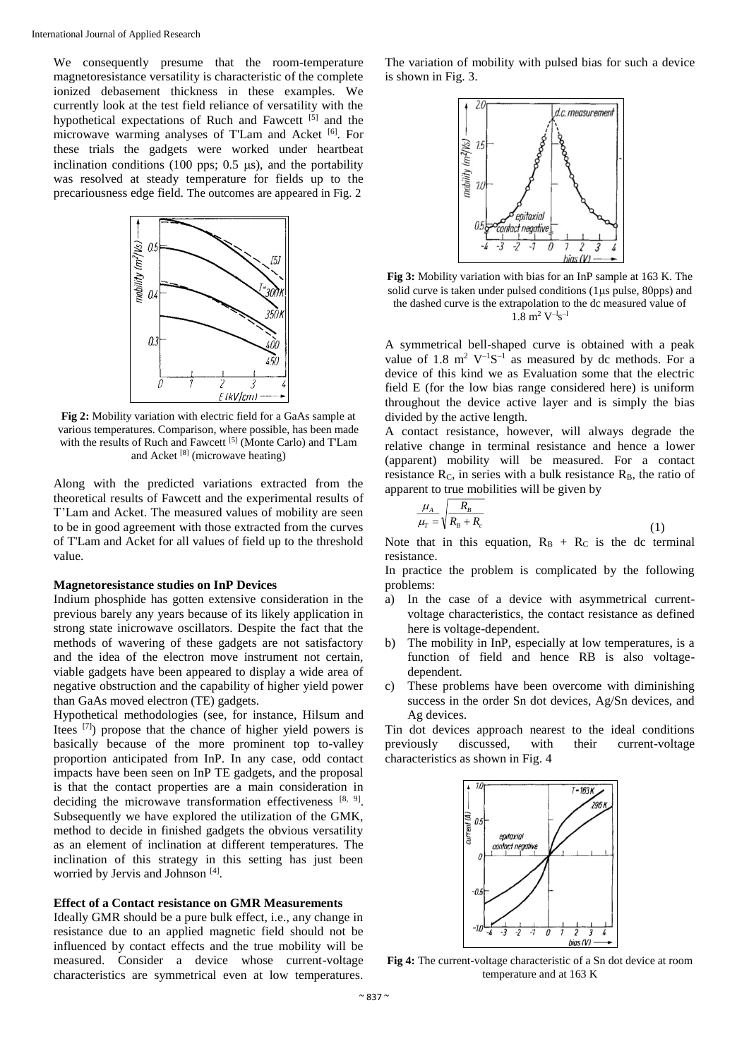We consequently presume that the room-temperature magnetoresistance versatility is characteristic of the complete ionized debasement thickness in these examples. We currently look at the test field reliance of versatility with the hypothetical expectations of Ruch and Fawcett [5] and the microwave warming analyses of T'Lam and Acket [6]. For these trials the gadgets were worked under heartbeat inclination conditions (100 pps; 0.5 μs), and the portability was resolved at steady temperature for fields up to the precariousness edge field. The outcomes are appeared in Fig. 2

**Fig 2:** Mobility variation with electric field for a GaAs sample at various temperatures. Comparison, where possible, has been made with the results of Ruch and Fawcett [5] (Monte Carlo) and T'Lam and Acket [8] (microwave heating)

Along with the predicted variations extracted from the theoretical results of Fawcett and the experimental results of T'Lam and Acket. The measured values of mobility are seen to be in good agreement with those extracted from the curves of T'Lam and Acket for all values of field up to the threshold value.

### Magnetoresistance studies on InP Devices

Indium phosphide has gotten extensive consideration in the previous barely any years because of its likely application in strong state inicrowave oscillators. Despite the fact that the methods of wavering of these gadgets are not satisfactory and the idea of the electron move instrument not certain, viable gadgets have been appeared to display a wide area of negative obstruction and the capability of higher yield power than GaAs moved electron (TE) gadgets.

Hypothetical methodologies (see, for instance, Hilsum and Itees [7]) propose that the chance of higher yield powers is basically because of the more prominent top to-valley proportion anticipated from InP. In any case, odd contact impacts have been seen on InP TE gadgets, and the proposal is that the contact properties are a main consideration in deciding the microwave transformation effectiveness [8, 9]. Subsequently we have explored the utilization of the GMK, method to decide in finished gadgets the obvious versatility as an element of inclination at different temperatures. The inclination of this strategy in this setting has just been worried by Jervis and Johnson [4].

### Effect of a Contact resistance on GMR Measurements

Ideally GMR should be a pure bulk effect, i.e., any change in resistance due to an applied magnetic field should not be influenced by contact effects and the true mobility will be measured. Consider a device whose current-voltage characteristics are symmetrical even at low temperatures. The variation of mobility with pulsed bias for such a device is shown in Fig. 3.

**Fig 3:** Mobility variation with bias for an InP sample at 163 K. The solid curve is taken under pulsed conditions (1μs pulse, 80pps) and the dashed curve is the extrapolation to the dc measured value of $1.8\ m^2\ V^{-1}s^{-1}$

A symmetrical bell-shaped curve is obtained with a peak value of $1.8\ m^2\ V^{-1}S^{-1}$ as measured by dc methods. For a device of this kind we as Evaluation some that the electric field E (for the low bias range considered here) is uniform throughout the device active layer and is simply the bias divided by the active length.

A contact resistance, however, will always degrade the relative change in terminal resistance and hence a lower (apparent) mobility will be measured. For a contact resistance $R_C$, in series with a bulk resistance $R_B$, the ratio of apparent to true mobilities will be given by

$$\frac{\mu_A}{\mu_T} = \sqrt{\frac{R_B}{R_B + R_c}} \tag{1}$$

Note that in this equation, $R_B + R_C$ is the dc terminal resistance.

In practice the problem is complicated by the following problems:

a) In the case of a device with asymmetrical current-voltage characteristics, the contact resistance as defined here is voltage-dependent.
b) The mobility in InP, especially at low temperatures, is a function of field and hence RB is also voltage-dependent.
c) These problems have been overcome with diminishing success in the order Sn dot devices, Ag/Sn devices, and Ag devices.

Tin dot devices approach nearest to the ideal conditions previously discussed, with their current-voltage characteristics as shown in Fig. 4

**Fig 4:** The current-voltage characteristic of a Sn dot device at room temperature and at 163 K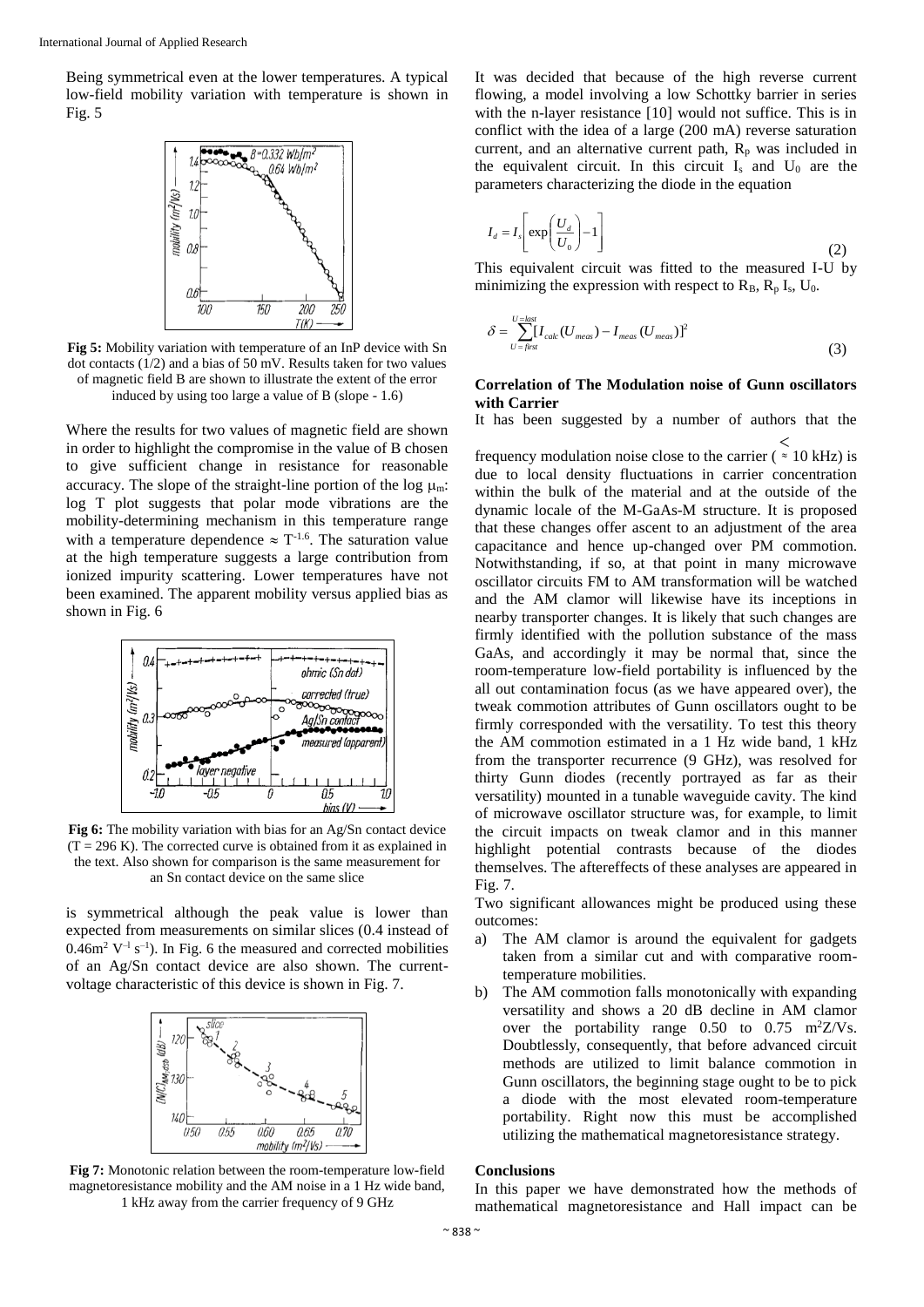Being symmetrical even at the lower temperatures. A typical low-field mobility variation with temperature is shown in Fig. 5

**Fig 5:** Mobility variation with temperature of an InP device with Sn dot contacts (1/2) and a bias of 50 mV. Results taken for two values of magnetic field B are shown to illustrate the extent of the error induced by using too large a value of B (slope - 1.6)

Where the results for two values of magnetic field are shown in order to highlight the compromise in the value of B chosen to give sufficient change in resistance for reasonable accuracy. The slope of the straight-line portion of the log $\mu_m$: log T plot suggests that polar mode vibrations are the mobility-determining mechanism in this temperature range with a temperature dependence $\approx T^{-1.6}$. The saturation value at the high temperature suggests a large contribution from ionized impurity scattering. Lower temperatures have not been examined. The apparent mobility versus applied bias as shown in Fig. 6

**Fig 6:** The mobility variation with bias for an Ag/Sn contact device (T = 296 K). The corrected curve is obtained from it as explained in the text. Also shown for comparison is the same measurement for an Sn contact device on the same slice

is symmetrical although the peak value is lower than expected from measurements on similar slices (0.4 instead of $0.46\text{m}^2\ \text{V}^{-1}\ \text{s}^{-1}$). In Fig. 6 the measured and corrected mobilities of an Ag/Sn contact device are also shown. The current-voltage characteristic of this device is shown in Fig. 7.

**Fig 7:** Monotonic relation between the room-temperature low-field magnetoresistance mobility and the AM noise in a 1 Hz wide band, 1 kHz away from the carrier frequency of 9 GHz

It was decided that because of the high reverse current flowing, a model involving a low Schottky barrier in series with the n-layer resistance [10] would not suffice. This is in conflict with the idea of a large (200 mA) reverse saturation current, and an alternative current path, $R_p$ was included in the equivalent circuit. In this circuit $I_s$ and $U_0$ are the parameters characterizing the diode in the equation

$$I_d = I_s\left[\exp\left(\frac{U_d}{U_0}\right) - 1\right] \tag{2}$$

This equivalent circuit was fitted to the measured I-U by minimizing the expression with respect to $R_B$, $R_p$ $I_s$, $U_0$.

$$\delta = \sum_{U=first}^{U=last}[I_{calc}(U_{meas}) - I_{meas}(U_{meas})]^2 \tag{3}$$

### Correlation of The Modulation noise of Gunn oscillators with Carrier

It has been suggested by a number of authors that the frequency modulation noise close to the carrier ( $\lesssim$ 10 kHz) is due to local density fluctuations in carrier concentration within the bulk of the material and at the outside of the dynamic locale of the M-GaAs-M structure. It is proposed that these changes offer ascent to an adjustment of the area capacitance and hence up-changed over PM commotion. Notwithstanding, if so, at that point in many microwave oscillator circuits FM to AM transformation will be watched and the AM clamor will likewise have its inceptions in nearby transporter changes. It is likely that such changes are firmly identified with the pollution substance of the mass GaAs, and accordingly it may be normal that, since the room-temperature low-field portability is influenced by the all out contamination focus (as we have appeared over), the tweak commotion attributes of Gunn oscillators ought to be firmly corresponded with the versatility. To test this theory the AM commotion estimated in a 1 Hz wide band, 1 kHz from the transporter recurrence (9 GHz), was resolved for thirty Gunn diodes (recently portrayed as far as their versatility) mounted in a tunable waveguide cavity. The kind of microwave oscillator structure was, for example, to limit the circuit impacts on tweak clamor and in this manner highlight potential contrasts because of the diodes themselves. The aftereffects of these analyses are appeared in Fig. 7.

Two significant allowances might be produced using these outcomes:

a) The AM clamor is around the equivalent for gadgets taken from a similar cut and with comparative room-temperature mobilities.
b) The AM commotion falls monotonically with expanding versatility and shows a 20 dB decline in AM clamor over the portability range 0.50 to 0.75 $\text{m}^2$Z/Vs. Doubtlessly, consequently, that before advanced circuit methods are utilized to limit balance commotion in Gunn oscillators, the beginning stage ought to be to pick a diode with the most elevated room-temperature portability. Right now this must be accomplished utilizing the mathematical magnetoresistance strategy.

### Conclusions

In this paper we have demonstrated how the methods of mathematical magnetoresistance and Hall impact can be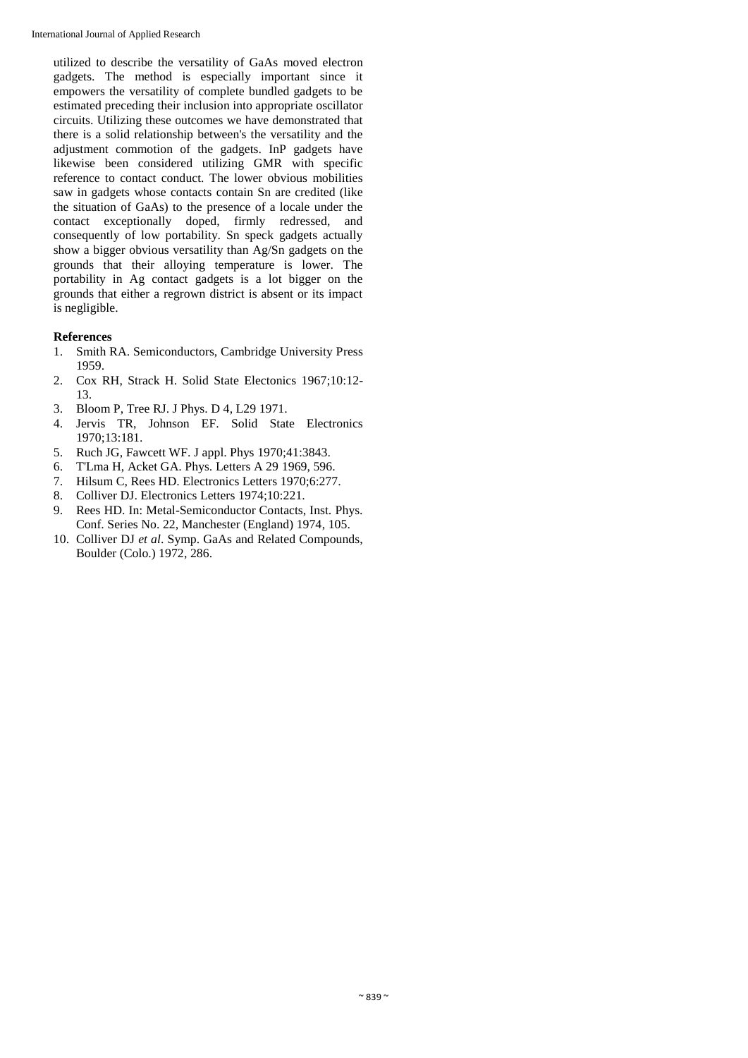utilized to describe the versatility of GaAs moved electron gadgets. The method is especially important since it empowers the versatility of complete bundled gadgets to be estimated preceding their inclusion into appropriate oscillator circuits. Utilizing these outcomes we have demonstrated that there is a solid relationship between's the versatility and the adjustment commotion of the gadgets. InP gadgets have likewise been considered utilizing GMR with specific reference to contact conduct. The lower obvious mobilities saw in gadgets whose contacts contain Sn are credited (like the situation of GaAs) to the presence of a locale under the contact exceptionally doped, firmly redressed, and consequently of low portability. Sn speck gadgets actually show a bigger obvious versatility than Ag/Sn gadgets on the grounds that their alloying temperature is lower. The portability in Ag contact gadgets is a lot bigger on the grounds that either a regrown district is absent or its impact is negligible.

**References**

1. Smith RA. Semiconductors, Cambridge University Press 1959.
2. Cox RH, Strack H. Solid State Electonics 1967;10:12-13.
3. Bloom P, Tree RJ. J Phys. D 4, L29 1971.
4. Jervis TR, Johnson EF. Solid State Electronics 1970;13:181.
5. Ruch JG, Fawcett WF. J appl. Phys 1970;41:3843.
6. T'Lma H, Acket GA. Phys. Letters A 29 1969, 596.
7. Hilsum C, Rees HD. Electronics Letters 1970;6:277.
8. Colliver DJ. Electronics Letters 1974;10:221.
9. Rees HD. In: Metal-Semiconductor Contacts, Inst. Phys. Conf. Series No. 22, Manchester (England) 1974, 105.
10. Colliver DJ *et al*. Symp. GaAs and Related Compounds, Boulder (Colo.) 1972, 286.